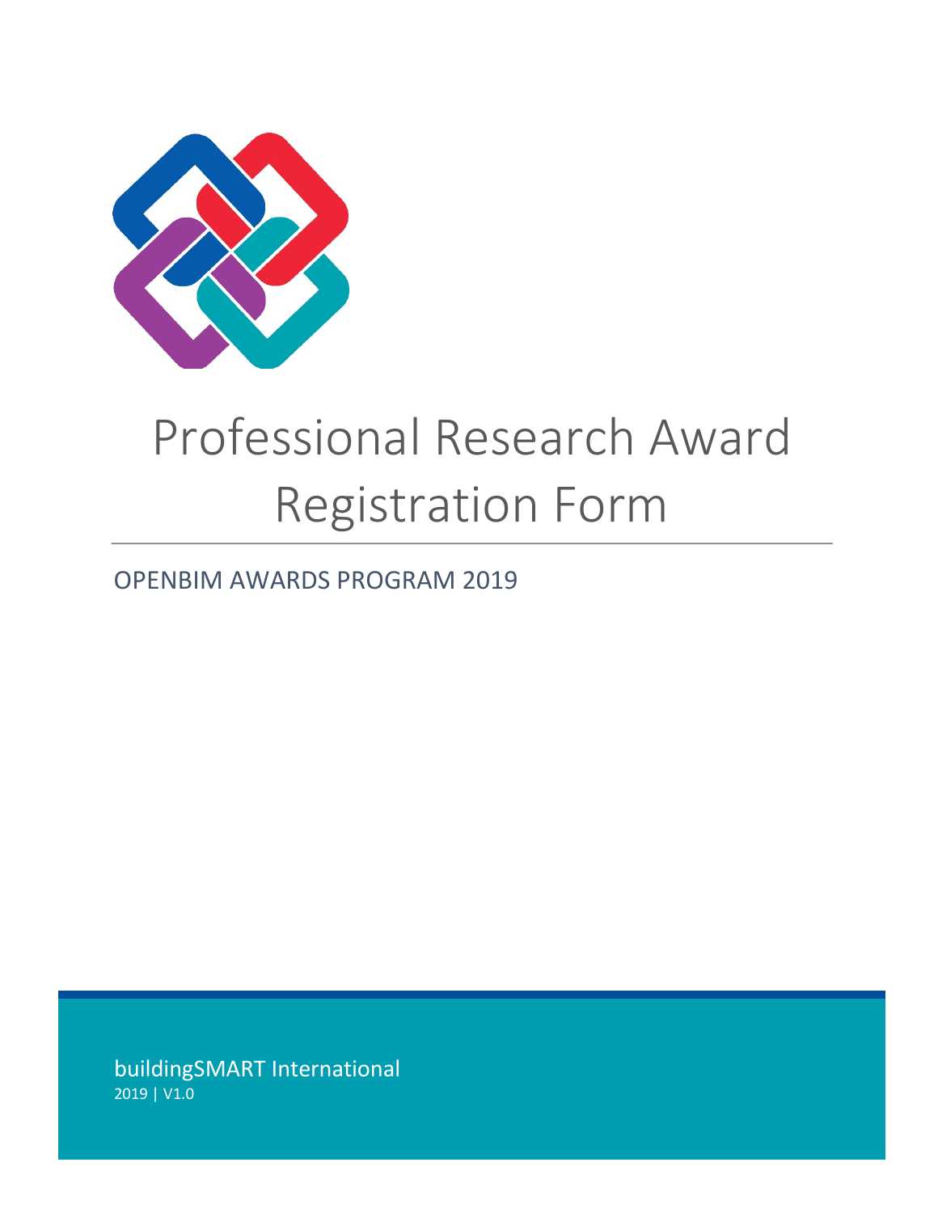# Professional Research Award Registration Form

## OPENBIM AWARDS PROGRAM 2019

buildingSMART International

2019 | V1.0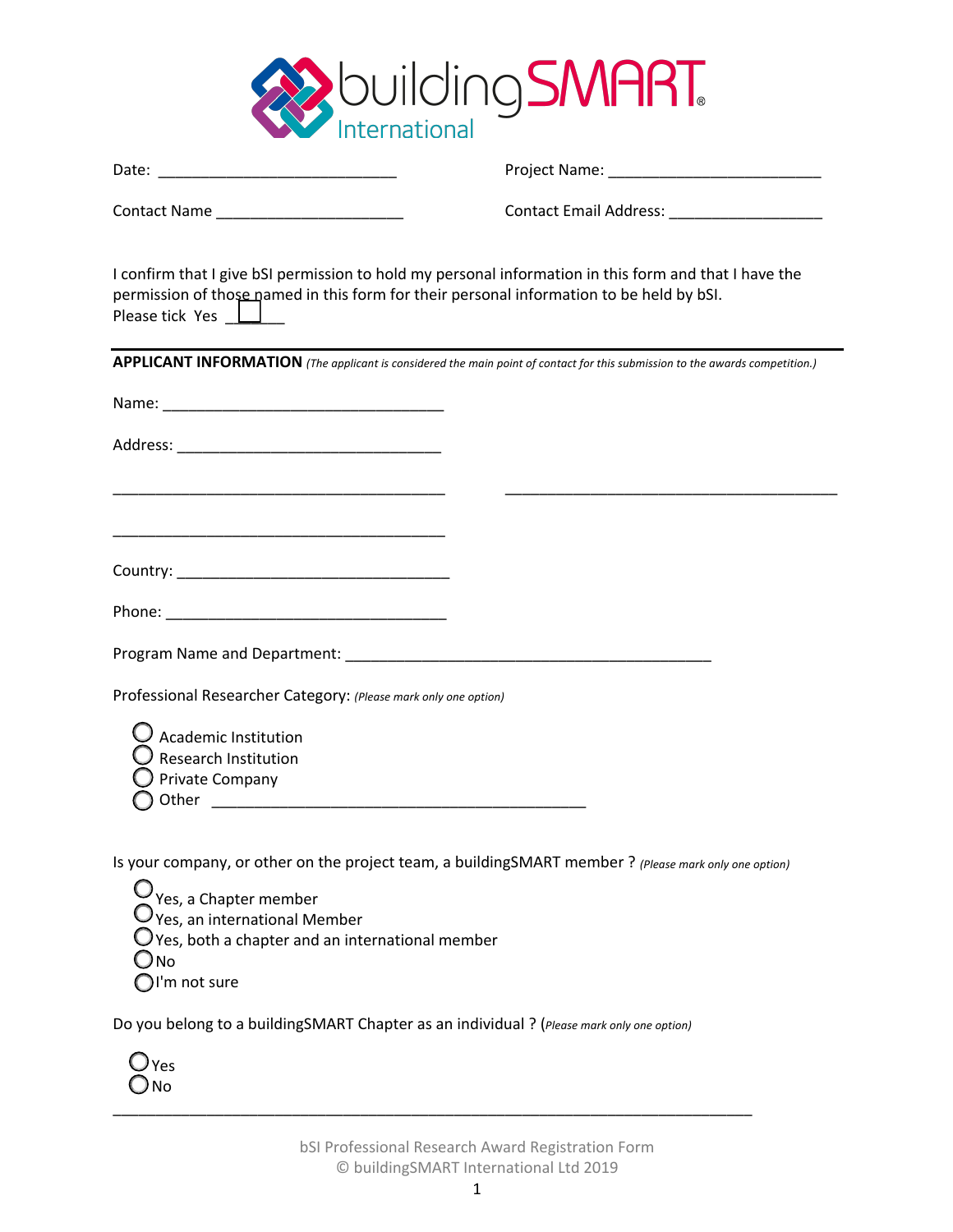Date: ____________________________ Project Name: ________________________

Contact Name _____________________ Contact Email Address: _________________

I confirm that I give bSI permission to hold my personal information in this form and that I have the permission of those named in this form for their personal information to be held by bSI.
Please tick Yes ☐

## APPLICANT INFORMATION *(The applicant is considered the main point of contact for this submission to the awards competition.)*

Name: _________________________________

Address: _______________________________

_______________________________________ _______________________________________

_______________________________________

Country: _______________________________

Phone: _________________________________

Program Name and Department: ___________________________________________

Professional Researcher Category: *(Please mark only one option)*

- ◯ Academic Institution
- ◯ Research Institution
- ◯ Private Company
- ◯ Other ____________________________________________

Is your company, or other on the project team, a buildingSMART member ? *(Please mark only one option)*

- ◯ Yes, a Chapter member
- ◯ Yes, an international Member
- ◯ Yes, both a chapter and an international member
- ◯ No
- ◯ I'm not sure

Do you belong to a buildingSMART Chapter as an individual ? (*Please mark only one option)*

- ◯ Yes
- ◯ No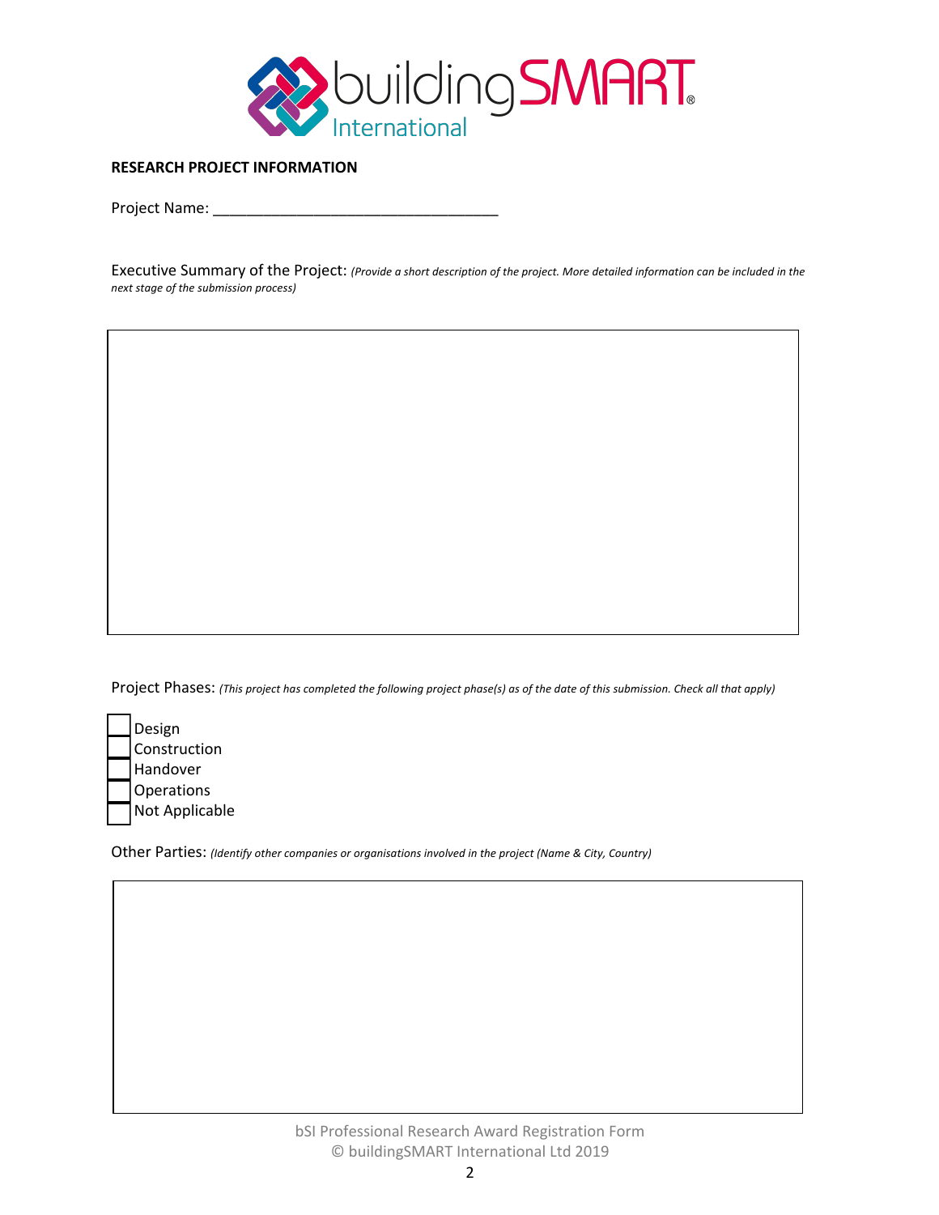**RESEARCH PROJECT INFORMATION**

Project Name: ___________________________________

Executive Summary of the Project: *(Provide a short description of the project. More detailed information can be included in the next stage of the submission process)*

Project Phases: *(This project has completed the following project phase(s) as of the date of this submission. Check all that apply)*

- [ ] Design
- [ ] Construction
- [ ] Handover
- [ ] Operations
- [ ] Not Applicable

Other Parties: *(Identify other companies or organisations involved in the project (Name & City, Country)*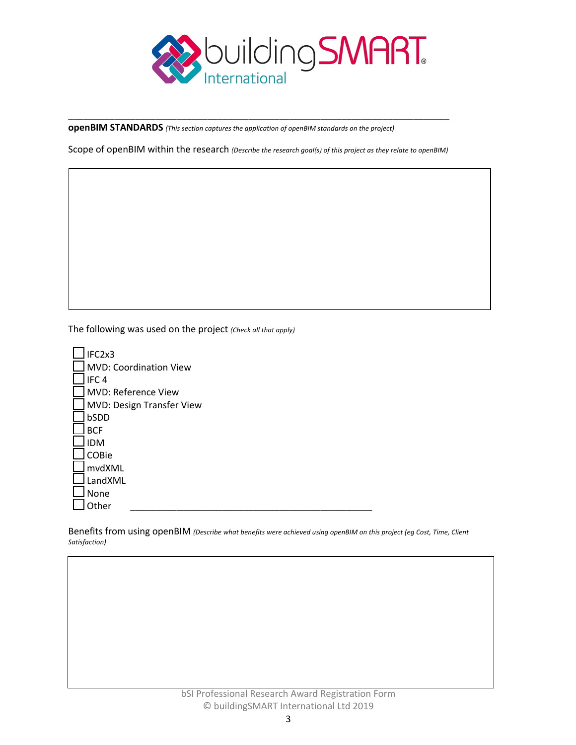---

**openBIM STANDARDS** *(This section captures the application of openBIM standards on the project)*

Scope of openBIM within the research *(Describe the research goal(s) of this project as they relate to openBIM)*

|  |
| --- |
|  |

The following was used on the project *(Check all that apply)*

- ☐ IFC2x3
- ☐ MVD: Coordination View
- ☐ IFC 4
- ☐ MVD: Reference View
- ☐ MVD: Design Transfer View
- ☐ bSDD
- ☐ BCF
- ☐ IDM
- ☐ COBie
- ☐ mvdXML
- ☐ LandXML
- ☐ None
- ☐ Other \_\_\_\_\_\_\_\_\_\_\_\_\_\_\_\_\_\_\_\_\_\_\_\_\_\_\_\_\_\_\_\_\_\_\_\_\_\_\_\_\_\_\_\_

Benefits from using openBIM *(Describe what benefits were achieved using openBIM on this project (eg Cost, Time, Client Satisfaction)*

|  |
| --- |
|  |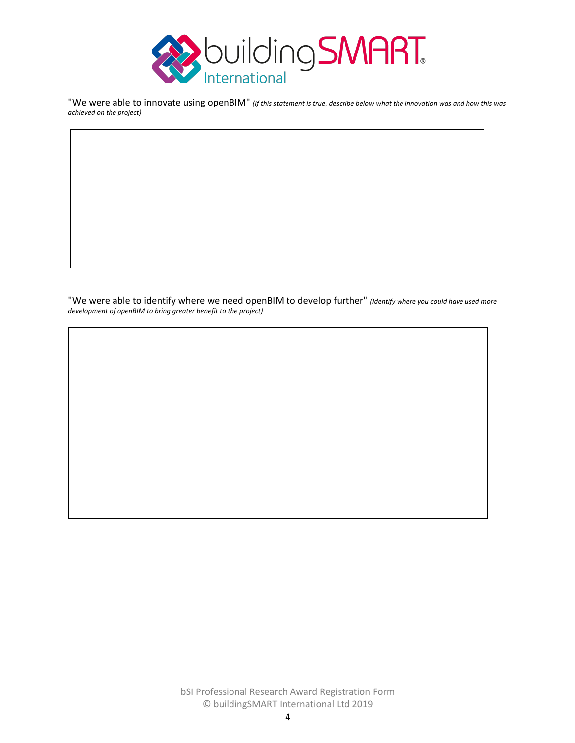"We were able to innovate using openBIM" *(If this statement is true, describe below what the innovation was and how this was achieved on the project)*

"We were able to identify where we need openBIM to develop further" *(Identify where you could have used more development of openBIM to bring greater benefit to the project)*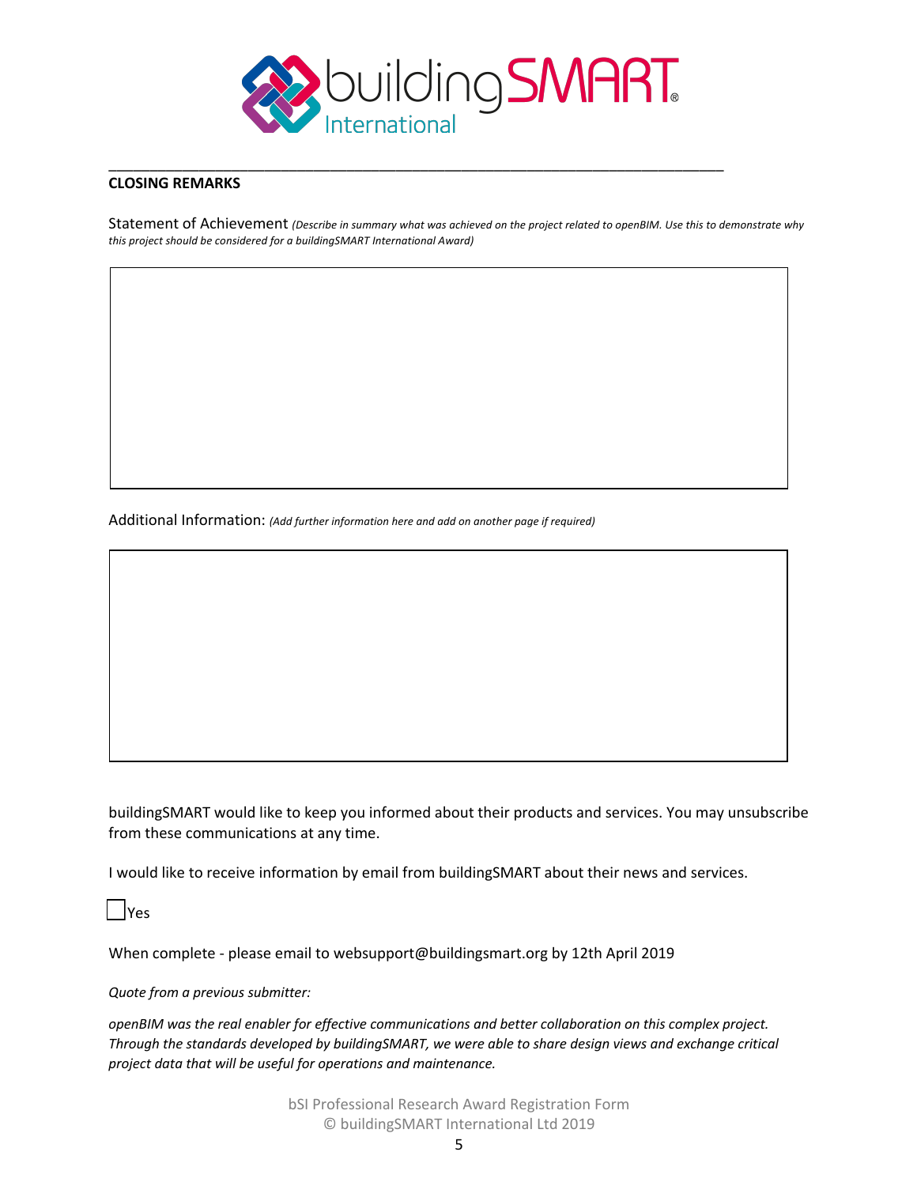## CLOSING REMARKS

Statement of Achievement *(Describe in summary what was achieved on the project related to openBIM. Use this to demonstrate why this project should be considered for a buildingSMART International Award)*

Additional Information: *(Add further information here and add on another page if required)*

buildingSMART would like to keep you informed about their products and services. You may unsubscribe from these communications at any time.

I would like to receive information by email from buildingSMART about their news and services.

☐ Yes

When complete - please email to websupport@buildingsmart.org by 12th April 2019

*Quote from a previous submitter:*

*openBIM was the real enabler for effective communications and better collaboration on this complex project. Through the standards developed by buildingSMART, we were able to share design views and exchange critical project data that will be useful for operations and maintenance.*